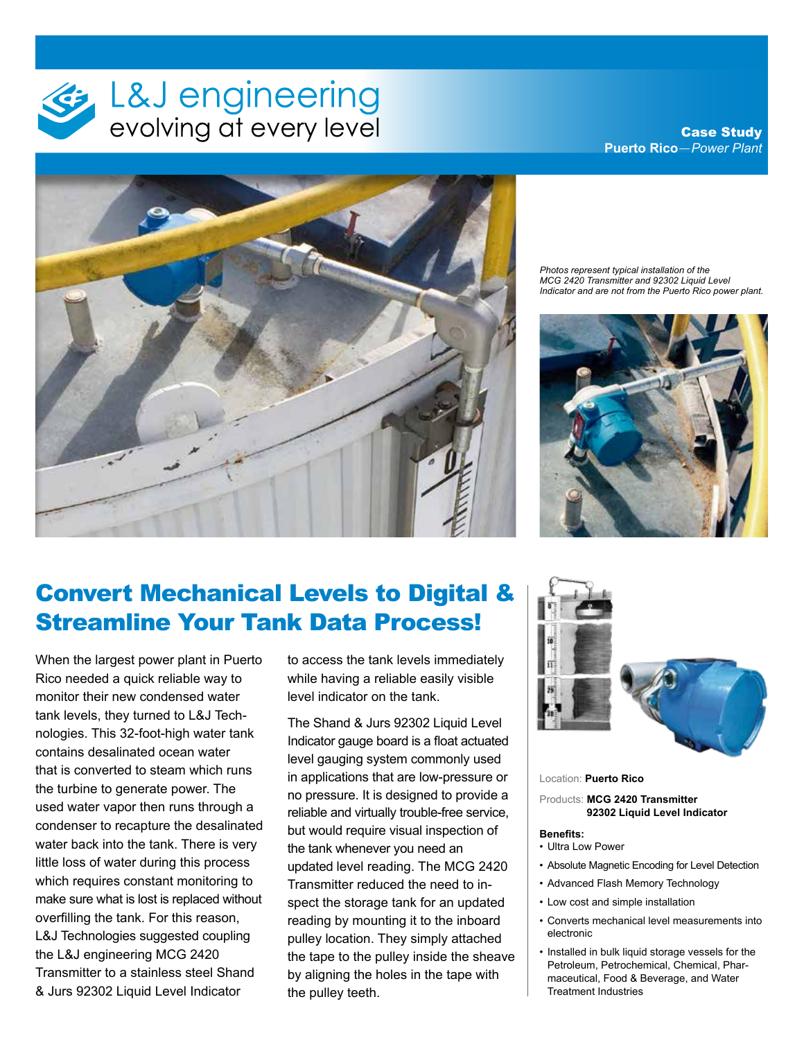# L&J engineering

evolving at every level

**Case Study**
**Puerto Rico**—*Power Plant*

*Photos represent typical installation of the MCG 2420 Transmitter and 92302 Liquid Level Indicator and are not from the Puerto Rico power plant.*

## Convert Mechanical Levels to Digital & Streamline Your Tank Data Process!

When the largest power plant in Puerto Rico needed a quick reliable way to monitor their new condensed water tank levels, they turned to L&J Technologies. This 32-foot-high water tank contains desalinated ocean water that is converted to steam which runs the turbine to generate power. The used water vapor then runs through a condenser to recapture the desalinated water back into the tank. There is very little loss of water during this process which requires constant monitoring to make sure what is lost is replaced without overfilling the tank. For this reason, L&J Technologies suggested coupling the L&J engineering MCG 2420 Transmitter to a stainless steel Shand & Jurs 92302 Liquid Level Indicator to access the tank levels immediately while having a reliable easily visible level indicator on the tank.

The Shand & Jurs 92302 Liquid Level Indicator gauge board is a float actuated level gauging system commonly used in applications that are low-pressure or no pressure. It is designed to provide a reliable and virtually trouble-free service, but would require visual inspection of the tank whenever you need an updated level reading. The MCG 2420 Transmitter reduced the need to inspect the storage tank for an updated reading by mounting it to the inboard pulley location. They simply attached the tape to the pulley inside the sheave by aligning the holes in the tape with the pulley teeth.

Location: **Puerto Rico**

Products: **MCG 2420 Transmitter**
**92302 Liquid Level Indicator**

**Benefits:**

- Ultra Low Power
- Absolute Magnetic Encoding for Level Detection
- Advanced Flash Memory Technology
- Low cost and simple installation
- Converts mechanical level measurements into electronic
- Installed in bulk liquid storage vessels for the Petroleum, Petrochemical, Chemical, Pharmaceutical, Food & Beverage, and Water Treatment Industries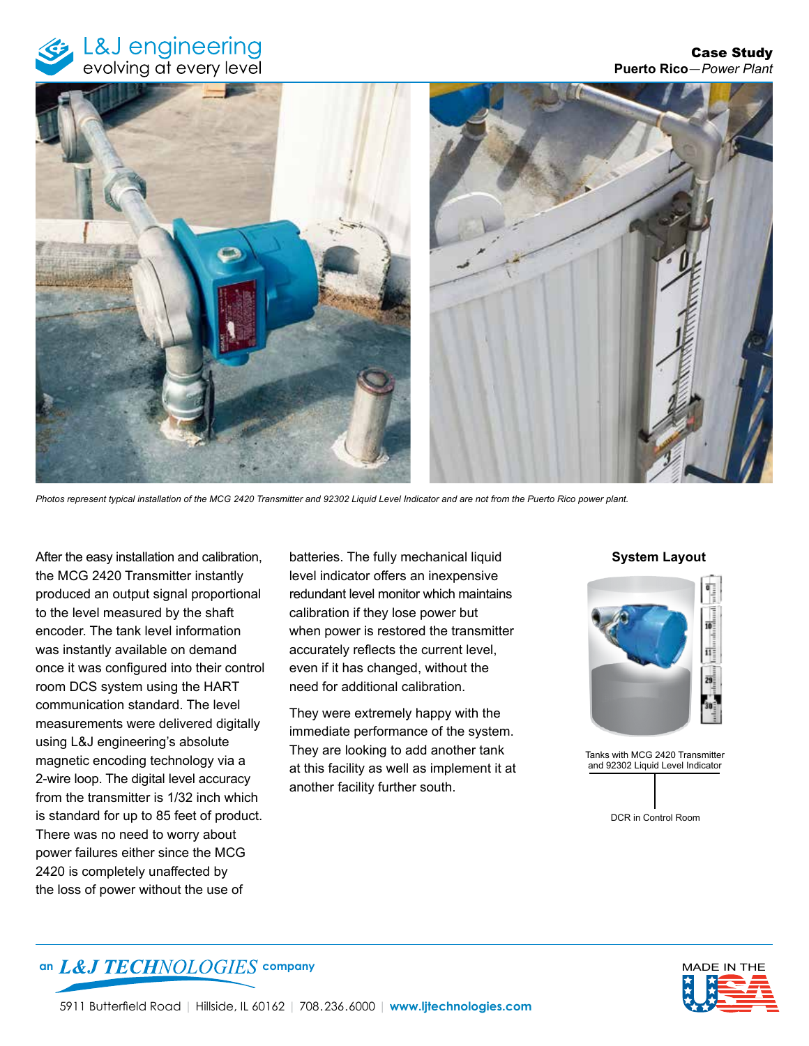*Photos represent typical installation of the MCG 2420 Transmitter and 92302 Liquid Level Indicator and are not from the Puerto Rico power plant.*

After the easy installation and calibration, the MCG 2420 Transmitter instantly produced an output signal proportional to the level measured by the shaft encoder. The tank level information was instantly available on demand once it was configured into their control room DCS system using the HART communication standard. The level measurements were delivered digitally using L&J engineering's absolute magnetic encoding technology via a 2-wire loop. The digital level accuracy from the transmitter is 1/32 inch which is standard for up to 85 feet of product. There was no need to worry about power failures either since the MCG 2420 is completely unaffected by the loss of power without the use of batteries. The fully mechanical liquid level indicator offers an inexpensive redundant level monitor which maintains calibration if they lose power but when power is restored the transmitter accurately reflects the current level, even if it has changed, without the need for additional calibration.

They were extremely happy with the immediate performance of the system. They are looking to add another tank at this facility as well as implement it at another facility further south.

**System Layout**

Tanks with MCG 2420 Transmitter and 92302 Liquid Level Indicator

DCR in Control Room